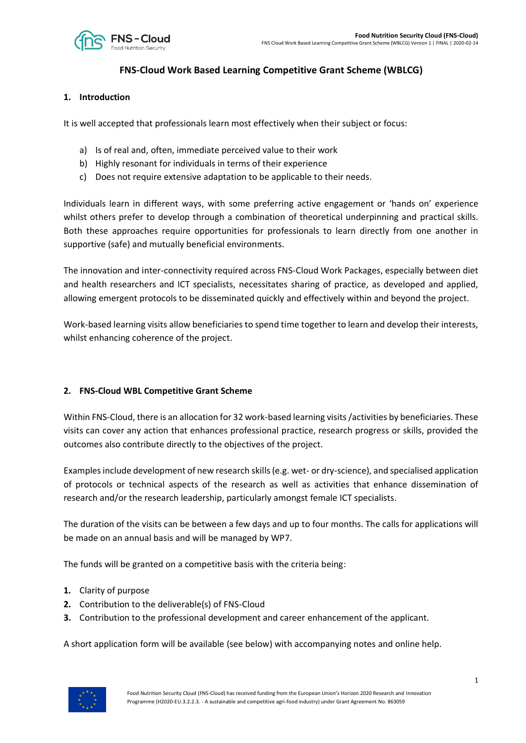# FNS-Cloud Work Based Learning Competitive Grant Scheme (WBLCG)

## 1. Introduction

It is well accepted that professionals learn most effectively when their subject or focus:

a) Is of real and, often, immediate perceived value to their work
b) Highly resonant for individuals in terms of their experience
c) Does not require extensive adaptation to be applicable to their needs.

Individuals learn in different ways, with some preferring active engagement or 'hands on' experience whilst others prefer to develop through a combination of theoretical underpinning and practical skills. Both these approaches require opportunities for professionals to learn directly from one another in supportive (safe) and mutually beneficial environments.

The innovation and inter-connectivity required across FNS-Cloud Work Packages, especially between diet and health researchers and ICT specialists, necessitates sharing of practice, as developed and applied, allowing emergent protocols to be disseminated quickly and effectively within and beyond the project.

Work-based learning visits allow beneficiaries to spend time together to learn and develop their interests, whilst enhancing coherence of the project.

## 2. FNS-Cloud WBL Competitive Grant Scheme

Within FNS-Cloud, there is an allocation for 32 work-based learning visits /activities by beneficiaries. These visits can cover any action that enhances professional practice, research progress or skills, provided the outcomes also contribute directly to the objectives of the project.

Examples include development of new research skills (e.g. wet- or dry-science), and specialised application of protocols or technical aspects of the research as well as activities that enhance dissemination of research and/or the research leadership, particularly amongst female ICT specialists.

The duration of the visits can be between a few days and up to four months. The calls for applications will be made on an annual basis and will be managed by WP7.

The funds will be granted on a competitive basis with the criteria being:

1. Clarity of purpose
2. Contribution to the deliverable(s) of FNS-Cloud
3. Contribution to the professional development and career enhancement of the applicant.

A short application form will be available (see below) with accompanying notes and online help.

Food Nutrition Security Cloud (FNS-Cloud) has received funding from the European Union's Horizon 2020 Research and Innovation Programme (H2020-EU.3.2.2.3. - A sustainable and competitive agri-food industry) under Grant Agreement No. 863059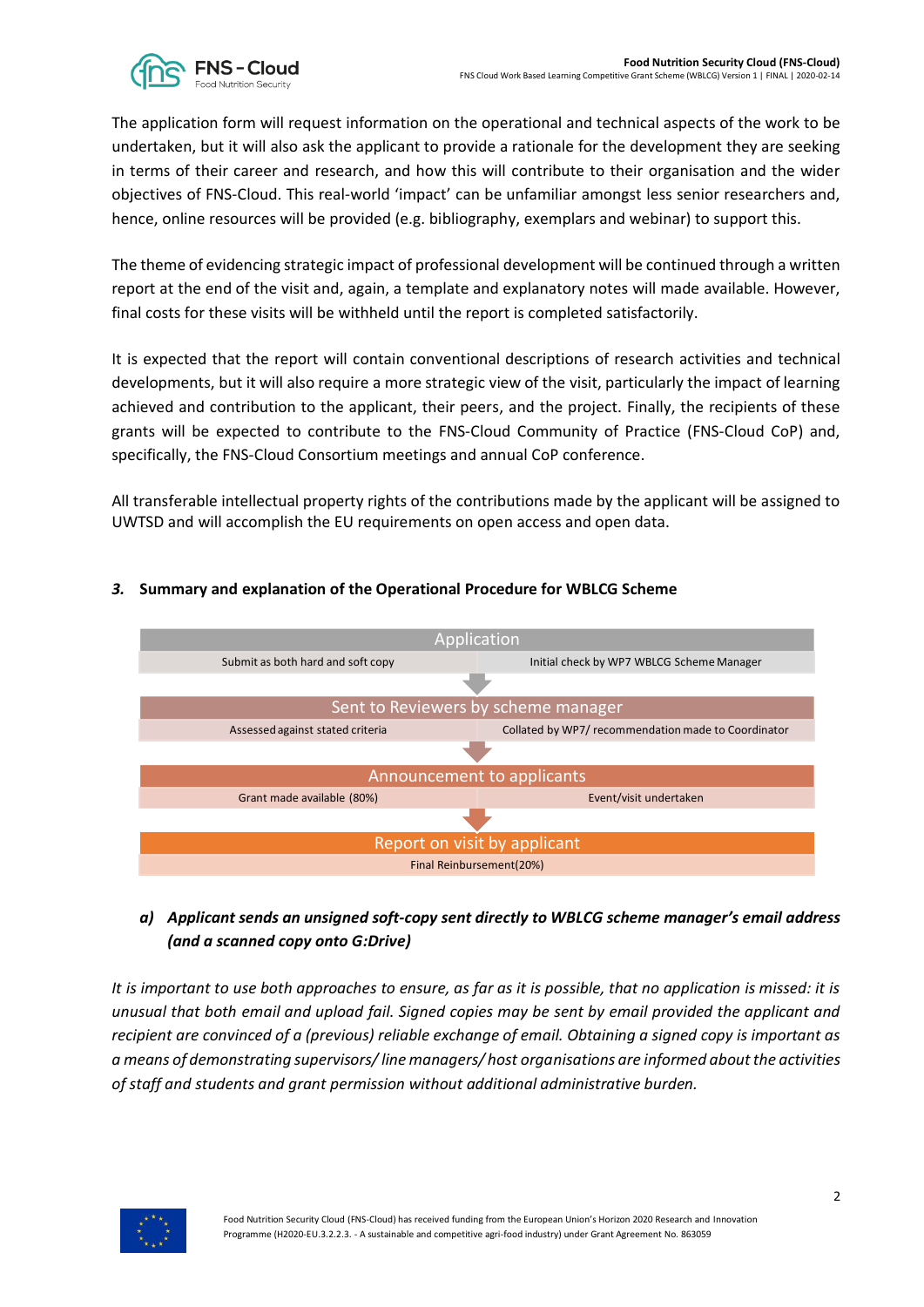The application form will request information on the operational and technical aspects of the work to be undertaken, but it will also ask the applicant to provide a rationale for the development they are seeking in terms of their career and research, and how this will contribute to their organisation and the wider objectives of FNS-Cloud. This real-world 'impact' can be unfamiliar amongst less senior researchers and, hence, online resources will be provided (e.g. bibliography, exemplars and webinar) to support this.

The theme of evidencing strategic impact of professional development will be continued through a written report at the end of the visit and, again, a template and explanatory notes will made available. However, final costs for these visits will be withheld until the report is completed satisfactorily.

It is expected that the report will contain conventional descriptions of research activities and technical developments, but it will also require a more strategic view of the visit, particularly the impact of learning achieved and contribution to the applicant, their peers, and the project. Finally, the recipients of these grants will be expected to contribute to the FNS-Cloud Community of Practice (FNS-Cloud CoP) and, specifically, the FNS-Cloud Consortium meetings and annual CoP conference.

All transferable intellectual property rights of the contributions made by the applicant will be assigned to UWTSD and will accomplish the EU requirements on open access and open data.

### *3.* Summary and explanation of the Operational Procedure for WBLCG Scheme

| Application | |
|---|---|
| Submit as both hard and soft copy | Initial check by WP7 WBLCG Scheme Manager |
| **Sent to Reviewers by scheme manager** | |
| Assessed against stated criteria | Collated by WP7/ recommendation made to Coordinator |
| **Announcement to applicants** | |
| Grant made available (80%) | Event/visit undertaken |
| **Report on visit by applicant** | |
| Final Reimbursement(20%) | |

#### *a) Applicant sends an unsigned soft-copy sent directly to WBLCG scheme manager's email address (and a scanned copy onto G:Drive)*

*It is important to use both approaches to ensure, as far as it is possible, that no application is missed: it is unusual that both email and upload fail. Signed copies may be sent by email provided the applicant and recipient are convinced of a (previous) reliable exchange of email. Obtaining a signed copy is important as a means of demonstrating supervisors/ line managers/ host organisations are informed about the activities of staff and students and grant permission without additional administrative burden.*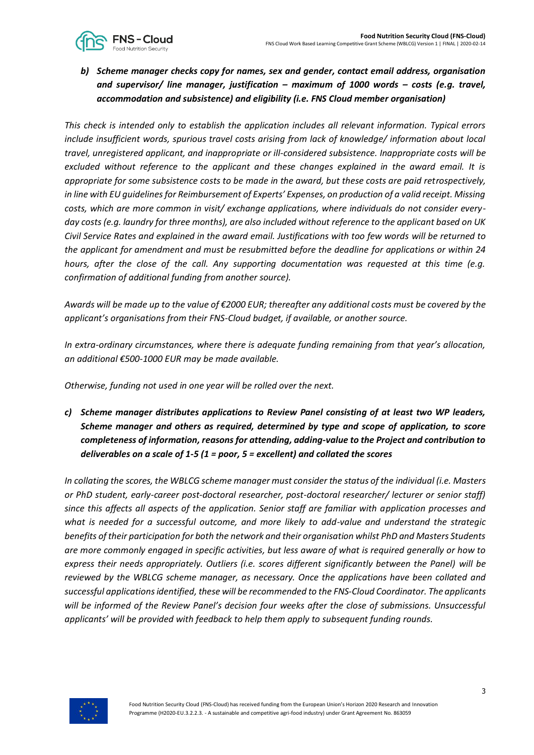***b) Scheme manager checks copy for names, sex and gender, contact email address, organisation and supervisor/ line manager, justification – maximum of 1000 words – costs (e.g. travel, accommodation and subsistence) and eligibility (i.e. FNS Cloud member organisation)***

*This check is intended only to establish the application includes all relevant information. Typical errors include insufficient words, spurious travel costs arising from lack of knowledge/ information about local travel, unregistered applicant, and inappropriate or ill-considered subsistence. Inappropriate costs will be excluded without reference to the applicant and these changes explained in the award email. It is appropriate for some subsistence costs to be made in the award, but these costs are paid retrospectively, in line with EU guidelines for Reimbursement of Experts' Expenses, on production of a valid receipt. Missing costs, which are more common in visit/ exchange applications, where individuals do not consider every-day costs (e.g. laundry for three months), are also included without reference to the applicant based on UK Civil Service Rates and explained in the award email. Justifications with too few words will be returned to the applicant for amendment and must be resubmitted before the deadline for applications or within 24 hours, after the close of the call. Any supporting documentation was requested at this time (e.g. confirmation of additional funding from another source).*

*Awards will be made up to the value of €2000 EUR; thereafter any additional costs must be covered by the applicant's organisations from their FNS-Cloud budget, if available, or another source.*

*In extra-ordinary circumstances, where there is adequate funding remaining from that year's allocation, an additional €500-1000 EUR may be made available.*

*Otherwise, funding not used in one year will be rolled over the next.*

***c) Scheme manager distributes applications to Review Panel consisting of at least two WP leaders, Scheme manager and others as required, determined by type and scope of application, to score completeness of information, reasons for attending, adding-value to the Project and contribution to deliverables on a scale of 1-5 (1 = poor, 5 = excellent) and collated the scores***

*In collating the scores, the WBLCG scheme manager must consider the status of the individual (i.e. Masters or PhD student, early-career post-doctoral researcher, post-doctoral researcher/ lecturer or senior staff) since this affects all aspects of the application. Senior staff are familiar with application processes and what is needed for a successful outcome, and more likely to add-value and understand the strategic benefits of their participation for both the network and their organisation whilst PhD and Masters Students are more commonly engaged in specific activities, but less aware of what is required generally or how to express their needs appropriately. Outliers (i.e. scores different significantly between the Panel) will be reviewed by the WBLCG scheme manager, as necessary. Once the applications have been collated and successful applications identified, these will be recommended to the FNS-Cloud Coordinator. The applicants will be informed of the Review Panel's decision four weeks after the close of submissions. Unsuccessful applicants' will be provided with feedback to help them apply to subsequent funding rounds.*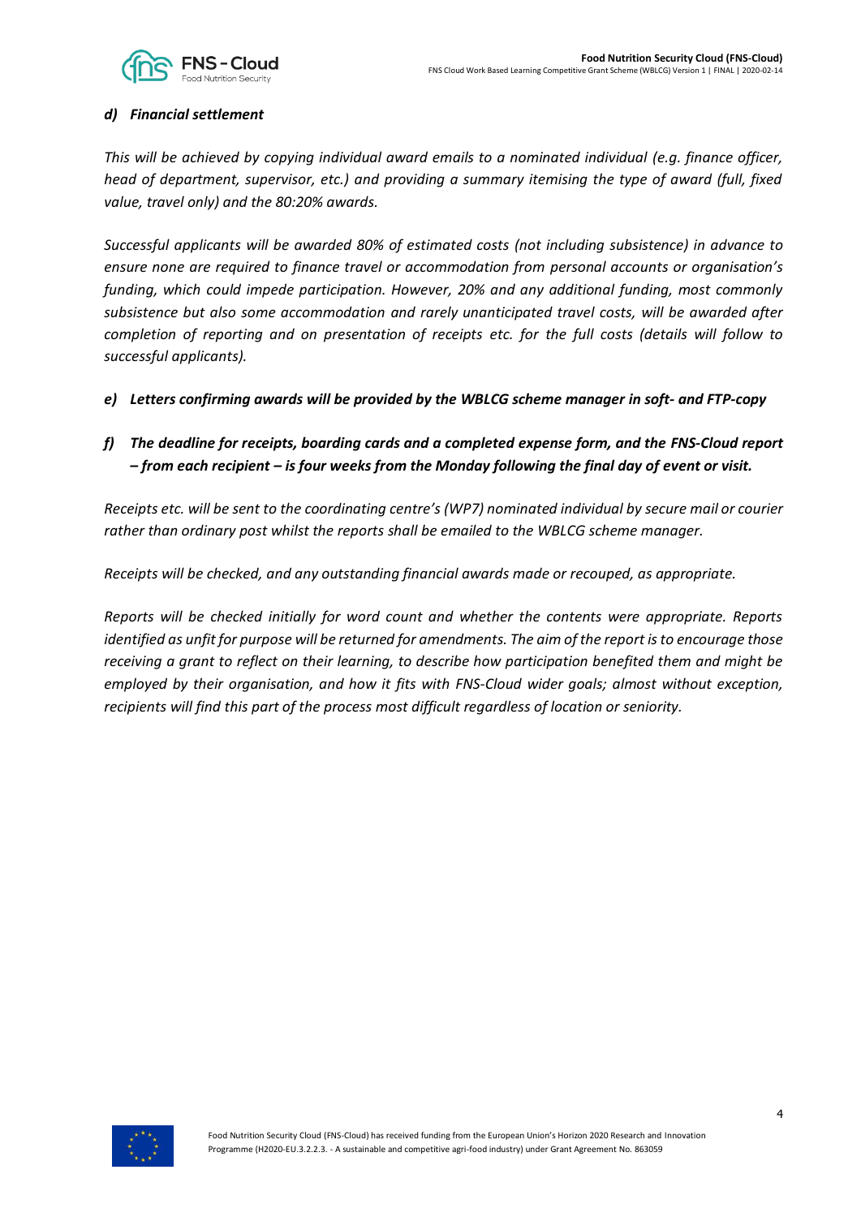#### *d) Financial settlement*

*This will be achieved by copying individual award emails to a nominated individual (e.g. finance officer, head of department, supervisor, etc.) and providing a summary itemising the type of award (full, fixed value, travel only) and the 80:20% awards.*

*Successful applicants will be awarded 80% of estimated costs (not including subsistence) in advance to ensure none are required to finance travel or accommodation from personal accounts or organisation's funding, which could impede participation. However, 20% and any additional funding, most commonly subsistence but also some accommodation and rarely unanticipated travel costs, will be awarded after completion of reporting and on presentation of receipts etc. for the full costs (details will follow to successful applicants).*

#### ***e) Letters confirming awards will be provided by the WBLCG scheme manager in soft- and FTP-copy***

#### ***f) The deadline for receipts, boarding cards and a completed expense form, and the FNS-Cloud report – from each recipient – is four weeks from the Monday following the final day of event or visit.***

*Receipts etc. will be sent to the coordinating centre's (WP7) nominated individual by secure mail or courier rather than ordinary post whilst the reports shall be emailed to the WBLCG scheme manager.*

*Receipts will be checked, and any outstanding financial awards made or recouped, as appropriate.*

*Reports will be checked initially for word count and whether the contents were appropriate. Reports identified as unfit for purpose will be returned for amendments. The aim of the report is to encourage those receiving a grant to reflect on their learning, to describe how participation benefited them and might be employed by their organisation, and how it fits with FNS-Cloud wider goals; almost without exception, recipients will find this part of the process most difficult regardless of location or seniority.*